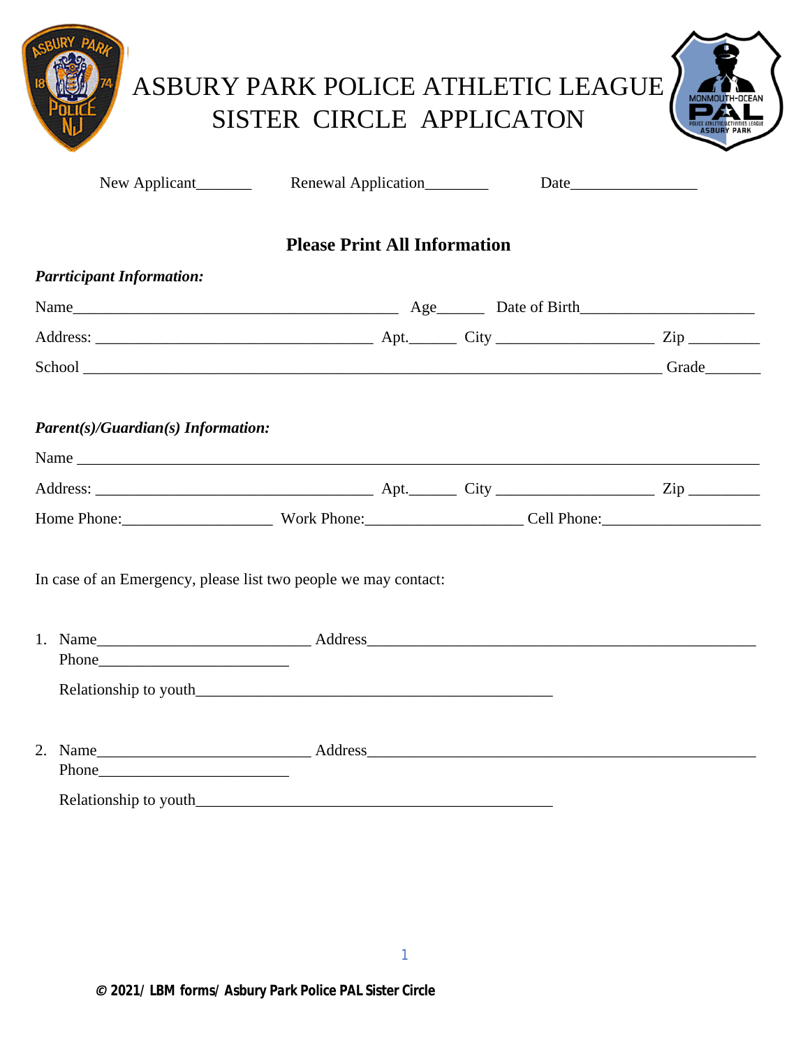# ASBURY PARK POLICE ATHLETIC LEAGUE
# SISTER CIRCLE APPLICATON

New Applicant_______ Renewal Application________ Date________________

**Please Print All Information**

***Parrticipant Information:***

Name__________________________________________ Age______ Date of Birth______________________

Address: ___________________________________ Apt.______ City ____________________ Zip _________

School ___________________________________________________________________________ Grade_______

***Parent(s)/Guardian(s) Information:***

Name ___________________________________________________________________________________

Address: ___________________________________ Apt.______ City ____________________ Zip _________

Home Phone:___________________ Work Phone:____________________ Cell Phone:____________________

In case of an Emergency, please list two people we may contact:

1. Name___________________________ Address__________________________________________________
   Phone________________________

   Relationship to youth_____________________________________________

2. Name___________________________ Address__________________________________________________
   Phone________________________

   Relationship to youth_____________________________________________

**© 2021/ LBM forms/ Asbury Park Police PAL Sister Circle**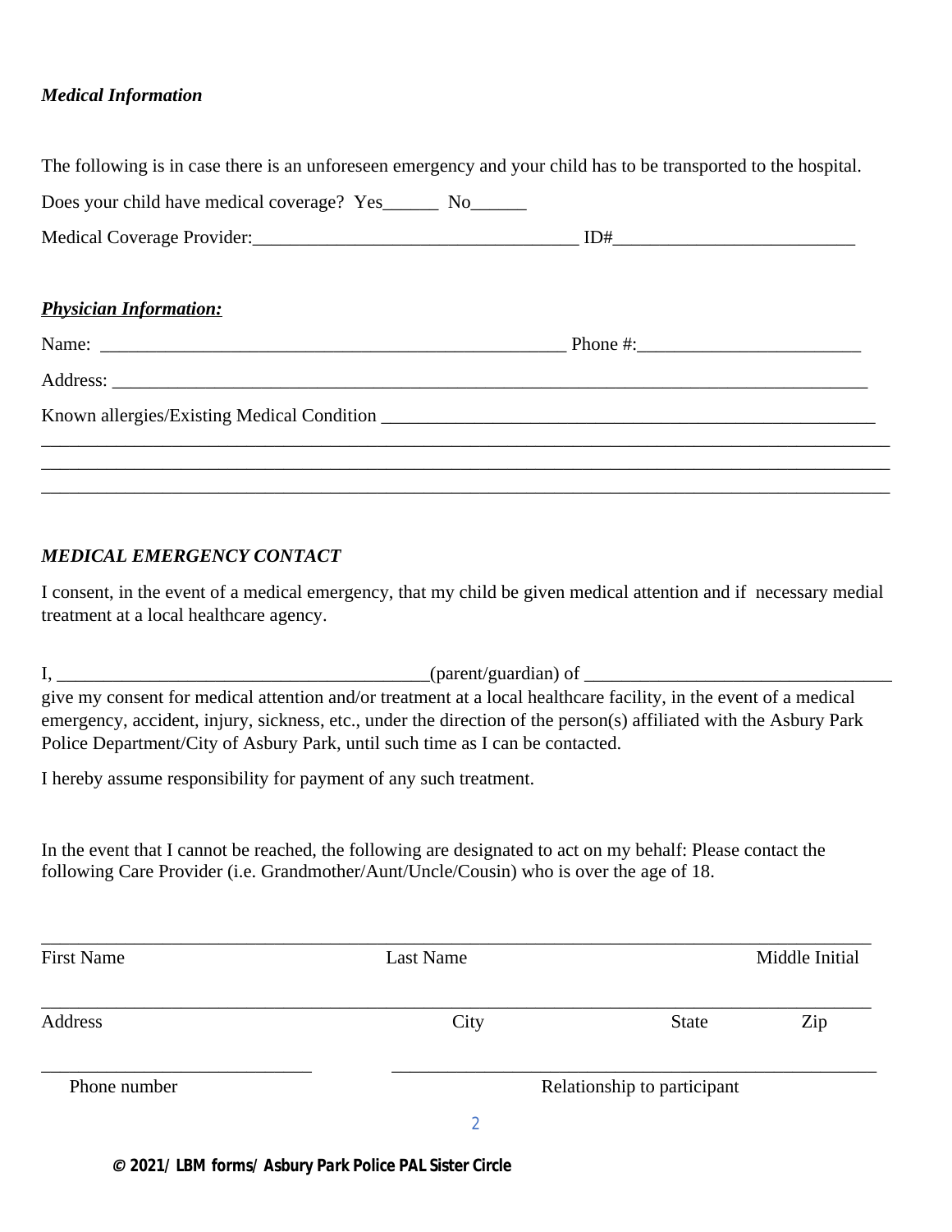***Medical Information***

The following is in case there is an unforeseen emergency and your child has to be transported to the hospital.

Does your child have medical coverage? Yes______ No______

Medical Coverage Provider:___________________________________ ID#_________________________

***Physician Information:***

Name: ____________________________________________________ Phone #:_______________________

Address: ______________________________________________________________________________

Known allergies/Existing Medical Condition ______________________________________________________

_______________________________________________________________________________________

_______________________________________________________________________________________

_______________________________________________________________________________________

***MEDICAL EMERGENCY CONTACT***

I consent, in the event of a medical emergency, that my child be given medical attention and if necessary medial treatment at a local healthcare agency.

I, ________________________________________(parent/guardian) of _________________________________ give my consent for medical attention and/or treatment at a local healthcare facility, in the event of a medical emergency, accident, injury, sickness, etc., under the direction of the person(s) affiliated with the Asbury Park Police Department/City of Asbury Park, until such time as I can be contacted.

I hereby assume responsibility for payment of any such treatment.

In the event that I cannot be reached, the following are designated to act on my behalf: Please contact the following Care Provider (i.e. Grandmother/Aunt/Uncle/Cousin) who is over the age of 18.

_______________________________________________________________________________________

First Name Last Name Middle Initial

_______________________________________________________________________________________

Address City State Zip

____________________________ __________________________________________________

Phone number Relationship to participant

**© 2021/ LBM forms/ Asbury Park Police PAL Sister Circle**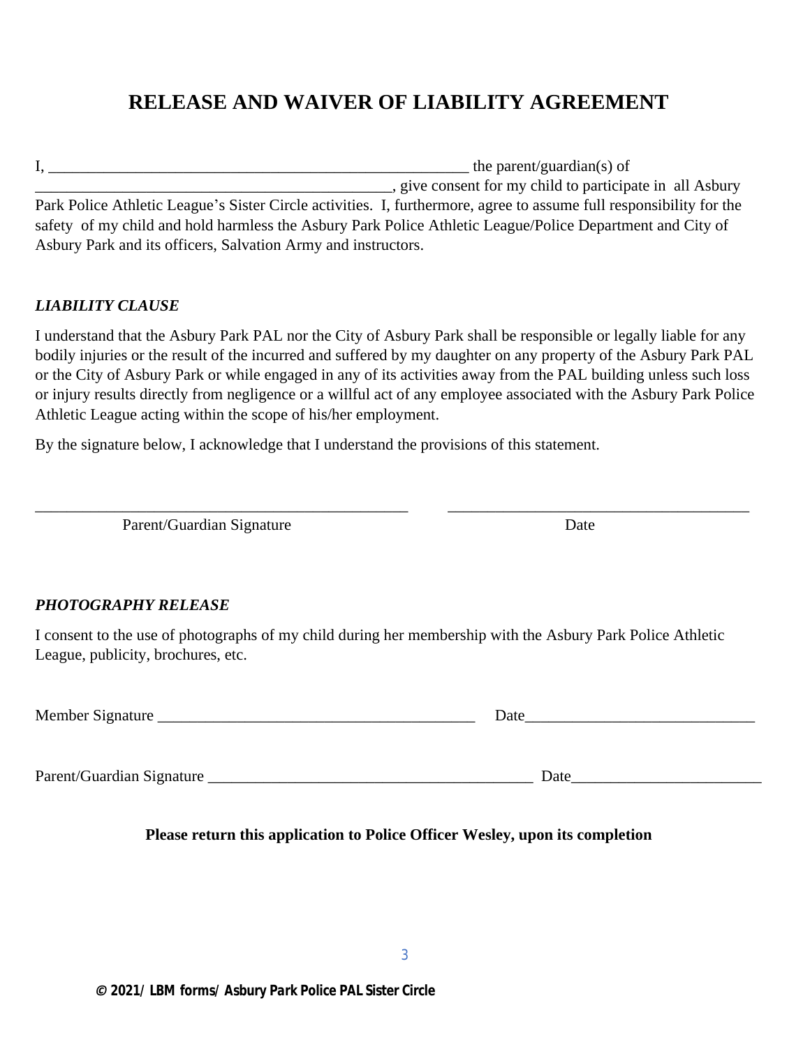# RELEASE AND WAIVER OF LIABILITY AGREEMENT

I, ______________________________________________________ the parent/guardian(s) of ______________________________________________, give consent for my child to participate in all Asbury Park Police Athletic League's Sister Circle activities. I, furthermore, agree to assume full responsibility for the safety of my child and hold harmless the Asbury Park Police Athletic League/Police Department and City of Asbury Park and its officers, Salvation Army and instructors.

***LIABILITY CLAUSE***

I understand that the Asbury Park PAL nor the City of Asbury Park shall be responsible or legally liable for any bodily injuries or the result of the incurred and suffered by my daughter on any property of the Asbury Park PAL or the City of Asbury Park or while engaged in any of its activities away from the PAL building unless such loss or injury results directly from negligence or a willful act of any employee associated with the Asbury Park Police Athletic League acting within the scope of his/her employment.

By the signature below, I acknowledge that I understand the provisions of this statement.

________________________________________________ ________________________________________

Parent/Guardian Signature Date

***PHOTOGRAPHY RELEASE***

I consent to the use of photographs of my child during her membership with the Asbury Park Police Athletic League, publicity, brochures, etc.

Member Signature _________________________________________ Date_____________________________

Parent/Guardian Signature __________________________________________ Date________________________

**Please return this application to Police Officer Wesley, upon its completion**

**© 2021/ LBM forms/ Asbury Park Police PAL Sister Circle**